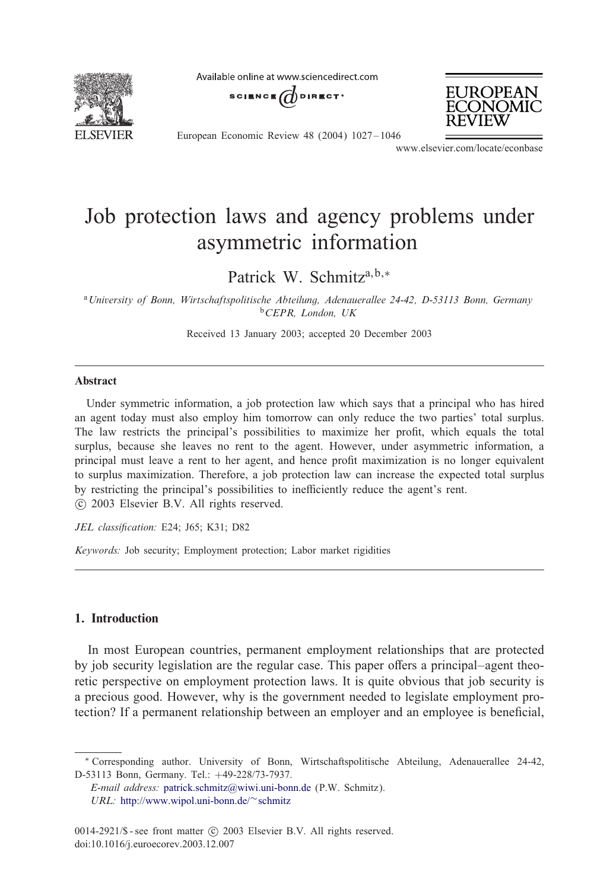# Job protection laws and agency problems under asymmetric information

Patrick W. Schmitz[a,b,*]

[a] University of Bonn, Wirtschaftspolitische Abteilung, Adenauerallee 24-42, D-53113 Bonn, Germany
[b] CEPR, London, UK

Received 13 January 2003; accepted 20 December 2003

## Abstract

Under symmetric information, a job protection law which says that a principal who has hired an agent today must also employ him tomorrow can only reduce the two parties' total surplus. The law restricts the principal's possibilities to maximize her profit, which equals the total surplus, because she leaves no rent to the agent. However, under asymmetric information, a principal must leave a rent to her agent, and hence profit maximization is no longer equivalent to surplus maximization. Therefore, a job protection law can increase the expected total surplus by restricting the principal's possibilities to inefficiently reduce the agent's rent.

© 2003 Elsevier B.V. All rights reserved.

*JEL classification:* E24; J65; K31; D82

*Keywords:* Job security; Employment protection; Labor market rigidities

## 1. Introduction

In most European countries, permanent employment relationships that are protected by job security legislation are the regular case. This paper offers a principal–agent theoretic perspective on employment protection laws. It is quite obvious that job security is a precious good. However, why is the government needed to legislate employment protection? If a permanent relationship between an employer and an employee is beneficial,

---

* Corresponding author. University of Bonn, Wirtschaftspolitische Abteilung, Adenauerallee 24-42, D-53113 Bonn, Germany. Tel.: +49-228/73-7937.

*E-mail address:* patrick.schmitz@wiwi.uni-bonn.de (P.W. Schmitz).

*URL:* http://www.wipol.uni-bonn.de/~schmitz

0014-2921/$ - see front matter © 2003 Elsevier B.V. All rights reserved.
doi:10.1016/j.euroecorev.2003.12.007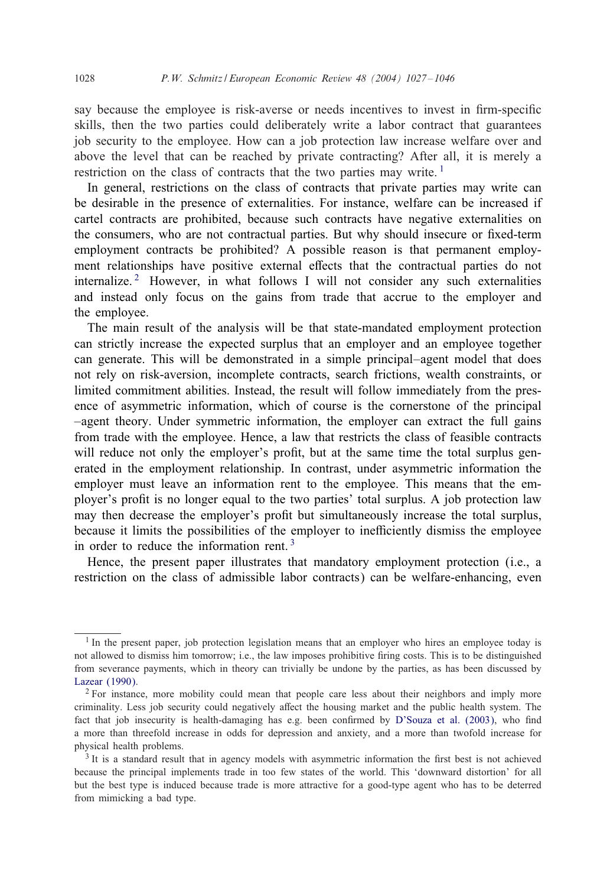say because the employee is risk-averse or needs incentives to invest in firm-specific skills, then the two parties could deliberately write a labor contract that guarantees job security to the employee. How can a job protection law increase welfare over and above the level that can be reached by private contracting? After all, it is merely a restriction on the class of contracts that the two parties may write.[1]

In general, restrictions on the class of contracts that private parties may write can be desirable in the presence of externalities. For instance, welfare can be increased if cartel contracts are prohibited, because such contracts have negative externalities on the consumers, who are not contractual parties. But why should insecure or fixed-term employment contracts be prohibited? A possible reason is that permanent employment relationships have positive external effects that the contractual parties do not internalize.[2] However, in what follows I will not consider any such externalities and instead only focus on the gains from trade that accrue to the employer and the employee.

The main result of the analysis will be that state-mandated employment protection can strictly increase the expected surplus that an employer and an employee together can generate. This will be demonstrated in a simple principal–agent model that does not rely on risk-aversion, incomplete contracts, search frictions, wealth constraints, or limited commitment abilities. Instead, the result will follow immediately from the presence of asymmetric information, which of course is the cornerstone of the principal–agent theory. Under symmetric information, the employer can extract the full gains from trade with the employee. Hence, a law that restricts the class of feasible contracts will reduce not only the employer's profit, but at the same time the total surplus generated in the employment relationship. In contrast, under asymmetric information the employer must leave an information rent to the employee. This means that the employer's profit is no longer equal to the two parties' total surplus. A job protection law may then decrease the employer's profit but simultaneously increase the total surplus, because it limits the possibilities of the employer to inefficiently dismiss the employee in order to reduce the information rent.[3]

Hence, the present paper illustrates that mandatory employment protection (i.e., a restriction on the class of admissible labor contracts) can be welfare-enhancing, even

---

[1] In the present paper, job protection legislation means that an employer who hires an employee today is not allowed to dismiss him tomorrow; i.e., the law imposes prohibitive firing costs. This is to be distinguished from severance payments, which in theory can trivially be undone by the parties, as has been discussed by Lazear (1990).

[2] For instance, more mobility could mean that people care less about their neighbors and imply more criminality. Less job security could negatively affect the housing market and the public health system. The fact that job insecurity is health-damaging has e.g. been confirmed by D'Souza et al. (2003), who find a more than threefold increase in odds for depression and anxiety, and a more than twofold increase for physical health problems.

[3] It is a standard result that in agency models with asymmetric information the first best is not achieved because the principal implements trade in too few states of the world. This 'downward distortion' for all but the best type is induced because trade is more attractive for a good-type agent who has to be deterred from mimicking a bad type.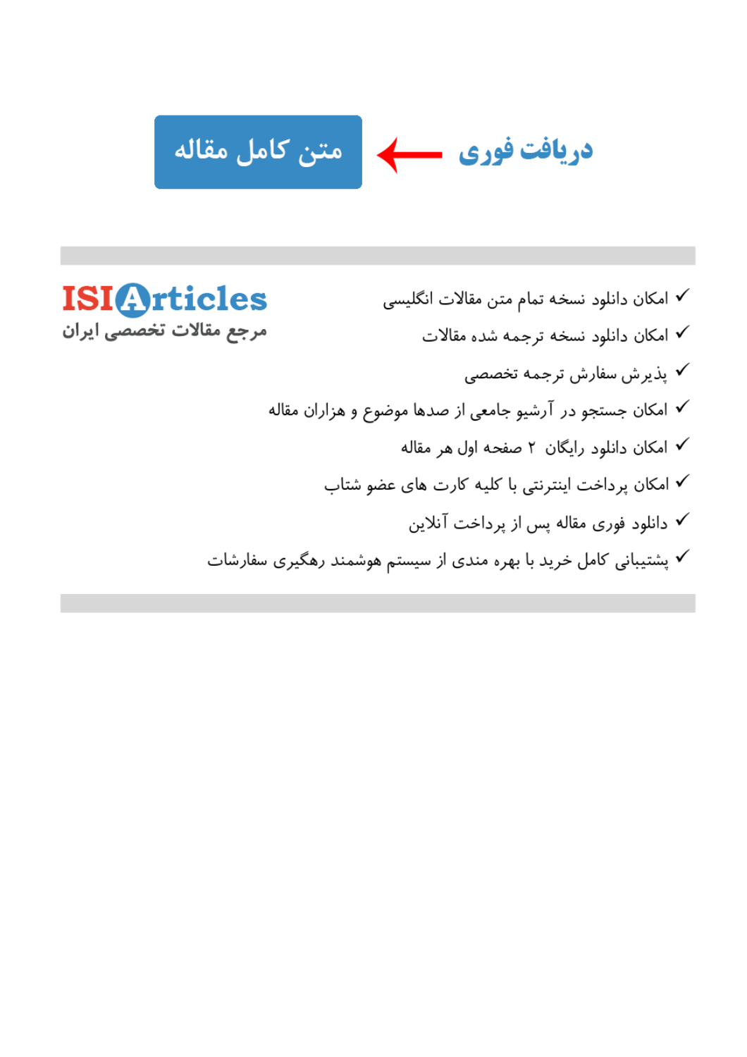دریافت فوری ← متن کامل مقاله

**ISIArticles**
مرجع مقالات تخصصی ایران

- ✓ امکان دانلود نسخه تمام متن مقالات انگلیسی
- ✓ امکان دانلود نسخه ترجمه شده مقالات
- ✓ پذیرش سفارش ترجمه تخصصی
- ✓ امکان جستجو در آرشیو جامعی از صدها موضوع و هزاران مقاله
- ✓ امکان دانلود رایگان ۲ صفحه اول هر مقاله
- ✓ امکان پرداخت اینترنتی با کلیه کارت های عضو شتاب
- ✓ دانلود فوری مقاله پس از پرداخت آنلاین
- ✓ پشتیبانی کامل خرید با بهره مندی از سیستم هوشمند رهگیری سفارشات